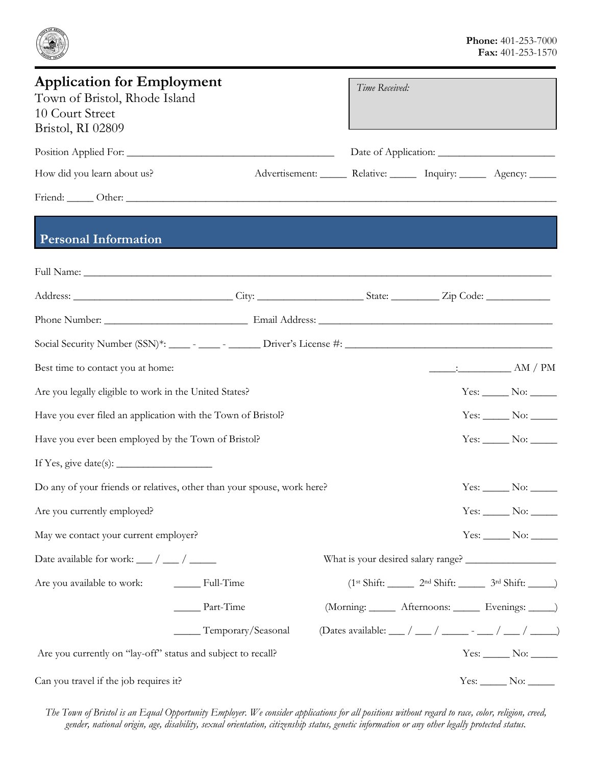**Phone:** 401-253-7000
**Fax:** 401-253-1570

# Application for Employment

Town of Bristol, Rhode Island
10 Court Street
Bristol, RI 02809

*Time Received:*

Position Applied For: ______________________________ Date of Application: ____________________

How did you learn about us? Advertisement: _____ Relative: _____ Inquiry: _____ Agency: _____

Friend: _____ Other: ____________________________________________________________

## Personal Information

Full Name: ____________________________________________________________________

Address: ______________________ City: _______________ State: ________ Zip Code: ___________

Phone Number: _____________________ Email Address: ___________________________________

Social Security Number (SSN)*: ____ - ____ - ______ Driver's License #: ___________________________

Best time to contact you at home: _____:_________ AM / PM

Are you legally eligible to work in the United States? Yes: _____ No: _____

Have you ever filed an application with the Town of Bristol? Yes: _____ No: _____

Have you ever been employed by the Town of Bristol? Yes: _____ No: _____

If Yes, give date(s): _________________

Do any of your friends or relatives, other than your spouse, work here? Yes: _____ No: _____

Are you currently employed? Yes: _____ No: _____

May we contact your current employer? Yes: _____ No: _____

Date available for work: ___ / ___ / _____ What is your desired salary range? ________________

Are you available to work: _____ Full-Time (1st Shift: _____ 2nd Shift: _____ 3rd Shift: _____)

_____ Part-Time (Morning: _____ Afternoons: _____ Evenings: _____)

_____ Temporary/Seasonal (Dates available: ___ / ___ / _____ - ___ / ___ / _____)

Are you currently on "lay-off" status and subject to recall? Yes: _____ No: _____

Can you travel if the job requires it? Yes: _____ No: _____

*The Town of Bristol is an Equal Opportunity Employer. We consider applications for all positions without regard to race, color, religion, creed, gender, national origin, age, disability, sexual orientation, citizenship status, genetic information or any other legally protected status.*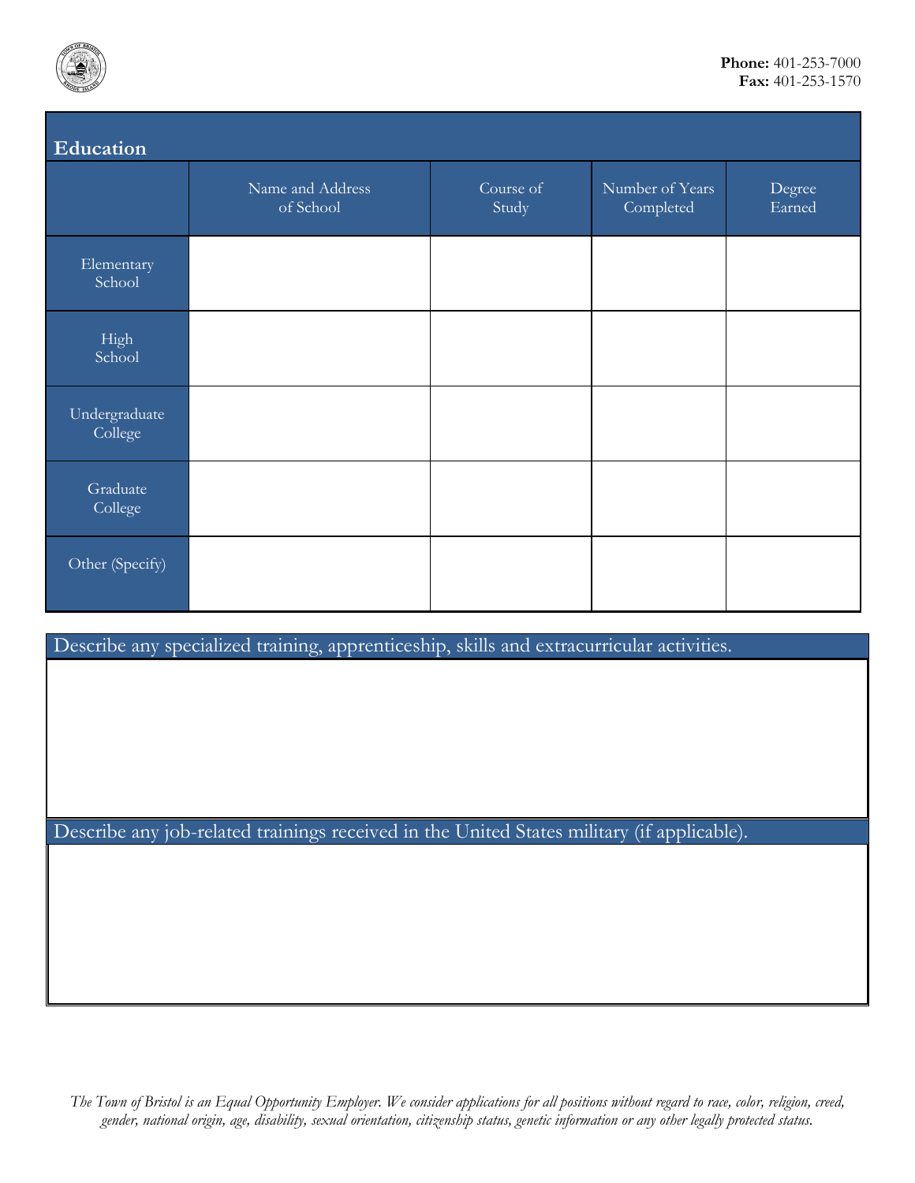Phone: 401-253-7000
Fax: 401-253-1570

## Education

| | Name and Address of School | Course of Study | Number of Years Completed | Degree Earned |
|---|---|---|---|---|
| Elementary School | | | | |
| High School | | | | |
| Undergraduate College | | | | |
| Graduate College | | | | |
| Other (Specify) | | | | |

Describe any specialized training, apprenticeship, skills and extracurricular activities.

Describe any job-related trainings received in the United States military (if applicable).

*The Town of Bristol is an Equal Opportunity Employer. We consider applications for all positions without regard to race, color, religion, creed, gender, national origin, age, disability, sexual orientation, citizenship status, genetic information or any other legally protected status.*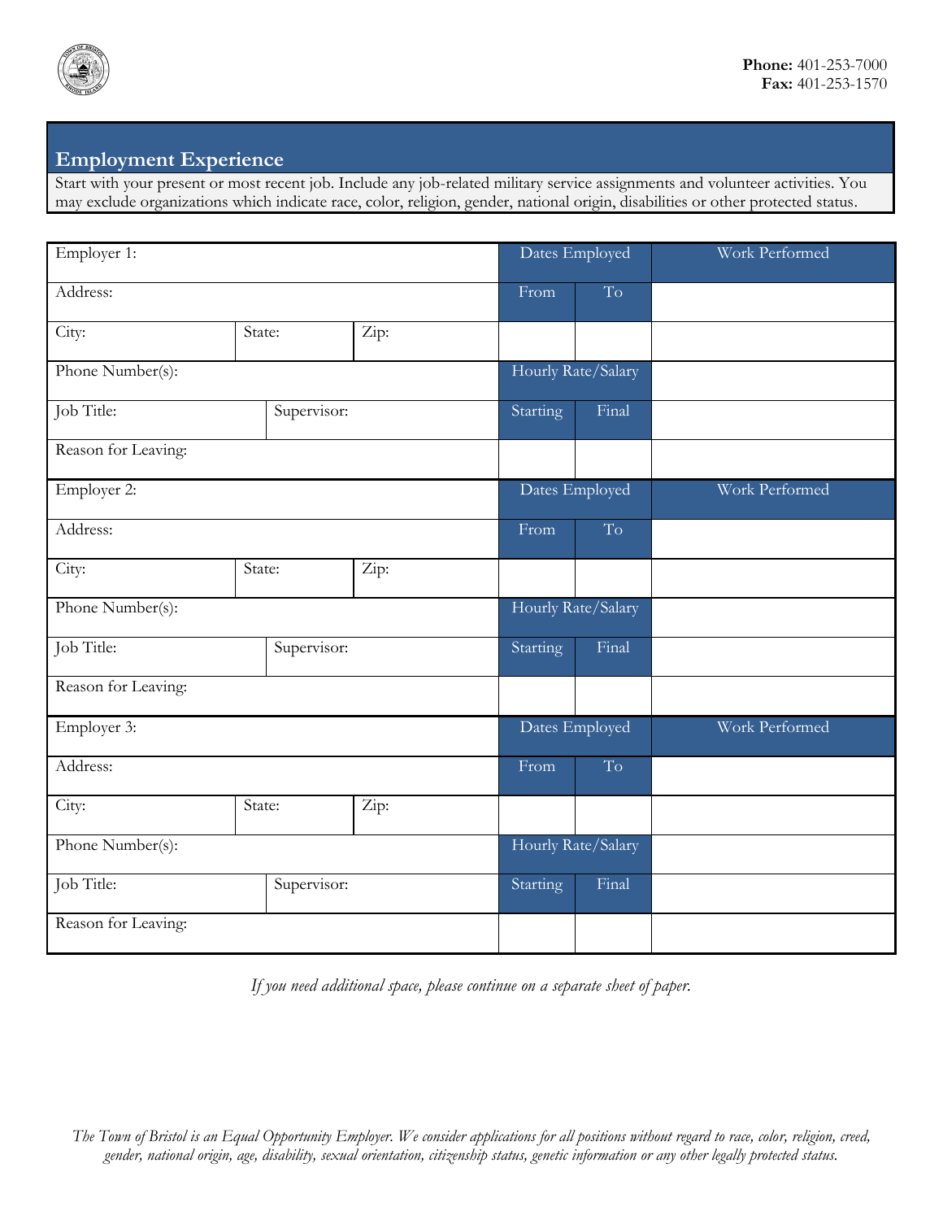**Phone:** 401-253-7000
**Fax:** 401-253-1570

## Employment Experience

Start with your present or most recent job. Include any job-related military service assignments and volunteer activities. You may exclude organizations which indicate race, color, religion, gender, national origin, disabilities or other protected status.

| Employer 1: | | | Dates Employed | | Work Performed |
|---|---|---|---|---|---|
| Address: | | | From | To | |
| City: | State: | Zip: | | | |
| Phone Number(s): | | | Hourly Rate/Salary | | |
| Job Title: | Supervisor: | | Starting | Final | |
| Reason for Leaving: | | | | | |

| Employer 2: | | | Dates Employed | | Work Performed |
|---|---|---|---|---|---|
| Address: | | | From | To | |
| City: | State: | Zip: | | | |
| Phone Number(s): | | | Hourly Rate/Salary | | |
| Job Title: | Supervisor: | | Starting | Final | |
| Reason for Leaving: | | | | | |

| Employer 3: | | | Dates Employed | | Work Performed |
|---|---|---|---|---|---|
| Address: | | | From | To | |
| City: | State: | Zip: | | | |
| Phone Number(s): | | | Hourly Rate/Salary | | |
| Job Title: | Supervisor: | | Starting | Final | |
| Reason for Leaving: | | | | | |

*If you need additional space, please continue on a separate sheet of paper.*

*The Town of Bristol is an Equal Opportunity Employer. We consider applications for all positions without regard to race, color, religion, creed, gender, national origin, age, disability, sexual orientation, citizenship status, genetic information or any other legally protected status.*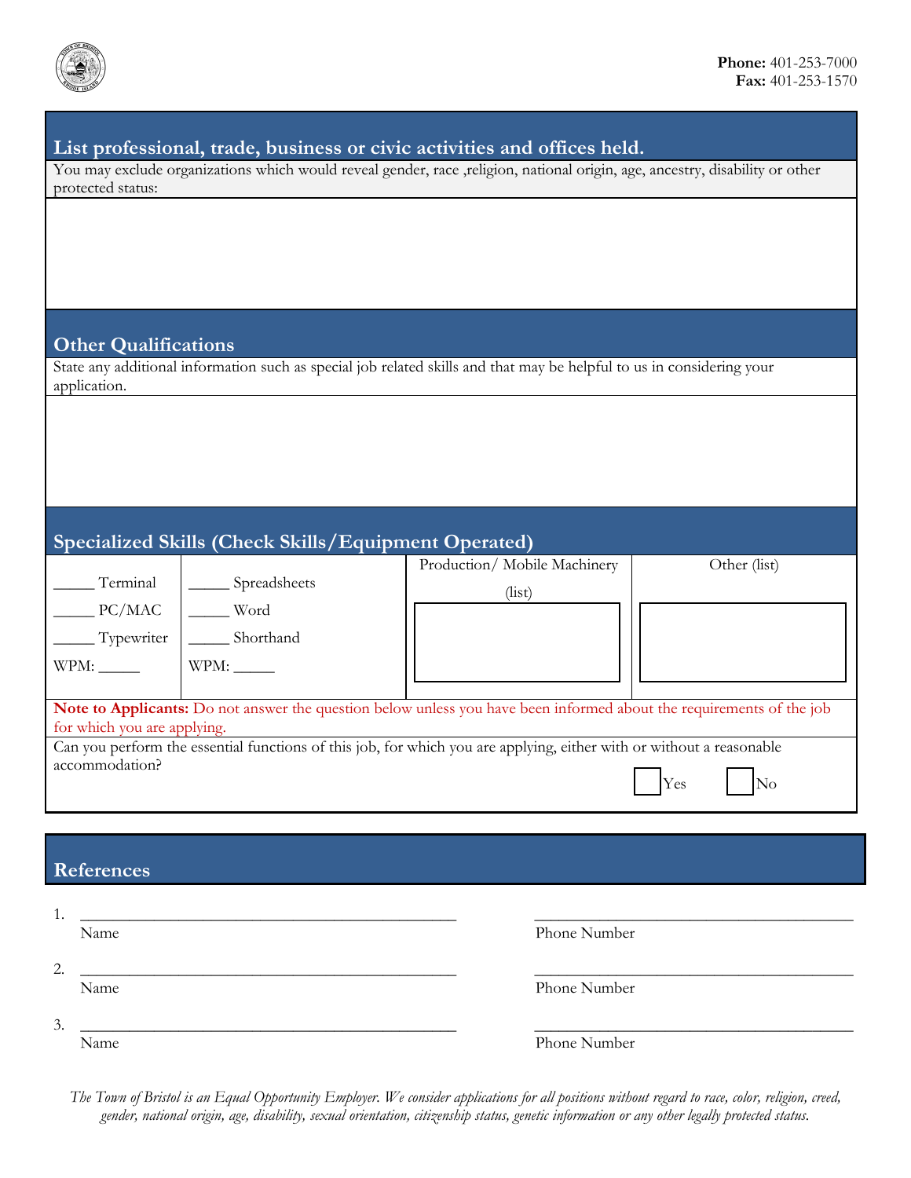Phone: 401-253-7000
Fax: 401-253-1570

## List professional, trade, business or civic activities and offices held.

You may exclude organizations which would reveal gender, race ,religion, national origin, age, ancestry, disability or other protected status:

## Other Qualifications

State any additional information such as special job related skills and that may be helpful to us in considering your application.

## Specialized Skills (Check Skills/Equipment Operated)

| | | Production/ Mobile Machinery (list) | Other (list) |
|---|---|---|---|
| _____ Terminal | _____ Spreadsheets | | |
| _____ PC/MAC | _____ Word | | |
| _____ Typewriter | _____ Shorthand | | |
| WPM: _____ | WPM: _____ | | |

**Note to Applicants:** Do not answer the question below unless you have been informed about the requirements of the job for which you are applying.

Can you perform the essential functions of this job, for which you are applying, either with or without a reasonable accommodation?

☐ Yes ☐ No

## References

1. ______________________________ Name ______________________________ Phone Number

2. ______________________________ Name ______________________________ Phone Number

3. ______________________________ Name ______________________________ Phone Number

*The Town of Bristol is an Equal Opportunity Employer. We consider applications for all positions without regard to race, color, religion, creed, gender, national origin, age, disability, sexual orientation, citizenship status, genetic information or any other legally protected status.*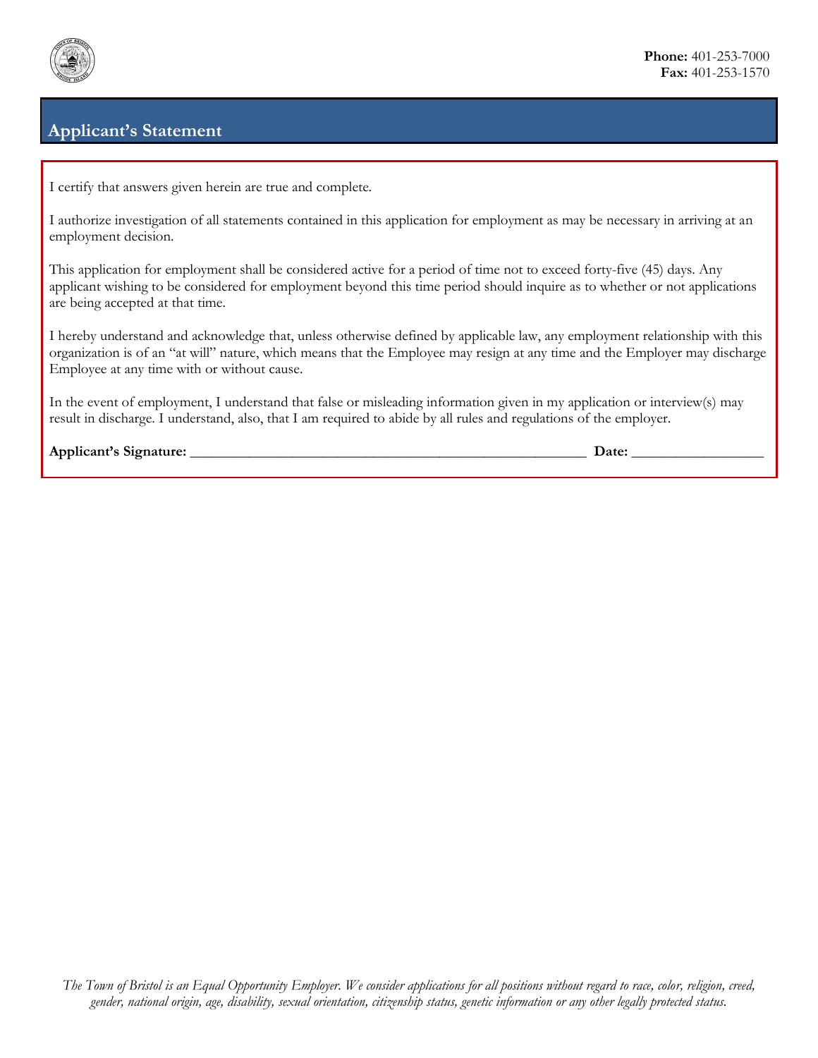**Phone:** 401-253-7000
**Fax:** 401-253-1570

## Applicant's Statement

I certify that answers given herein are true and complete.

I authorize investigation of all statements contained in this application for employment as may be necessary in arriving at an employment decision.

This application for employment shall be considered active for a period of time not to exceed forty-five (45) days. Any applicant wishing to be considered for employment beyond this time period should inquire as to whether or not applications are being accepted at that time.

I hereby understand and acknowledge that, unless otherwise defined by applicable law, any employment relationship with this organization is of an "at will" nature, which means that the Employee may resign at any time and the Employer may discharge Employee at any time with or without cause.

In the event of employment, I understand that false or misleading information given in my application or interview(s) may result in discharge. I understand, also, that I am required to abide by all rules and regulations of the employer.

**Applicant's Signature:** ______________________________________________ **Date:** ________________

*The Town of Bristol is an Equal Opportunity Employer. We consider applications for all positions without regard to race, color, religion, creed, gender, national origin, age, disability, sexual orientation, citizenship status, genetic information or any other legally protected status.*